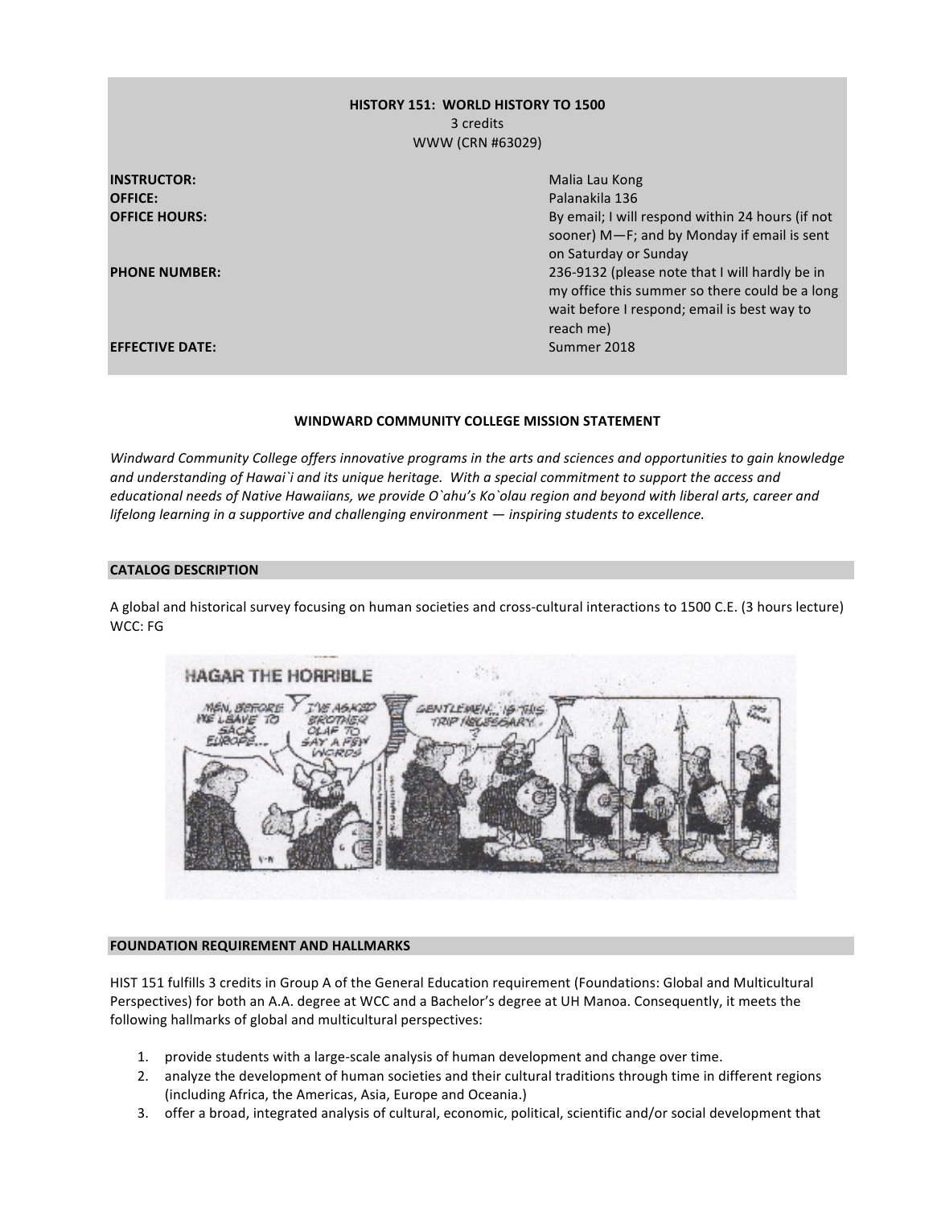**HISTORY 151: WORLD HISTORY TO 1500**
3 credits
WWW (CRN #63029)

| | |
|---|---|
| **INSTRUCTOR:** | Malia Lau Kong |
| **OFFICE:** | Palanakila 136 |
| **OFFICE HOURS:** | By email; I will respond within 24 hours (if not sooner) M—F; and by Monday if email is sent on Saturday or Sunday |
| **PHONE NUMBER:** | 236-9132 (please note that I will hardly be in my office this summer so there could be a long wait before I respond; email is best way to reach me) |
| **EFFECTIVE DATE:** | Summer 2018 |

## WINDWARD COMMUNITY COLLEGE MISSION STATEMENT

*Windward Community College offers innovative programs in the arts and sciences and opportunities to gain knowledge and understanding of Hawai`i and its unique heritage. With a special commitment to support the access and educational needs of Native Hawaiians, we provide O`ahu's Ko`olau region and beyond with liberal arts, career and lifelong learning in a supportive and challenging environment — inspiring students to excellence.*

## CATALOG DESCRIPTION

A global and historical survey focusing on human societies and cross-cultural interactions to 1500 C.E. (3 hours lecture) WCC: FG

## FOUNDATION REQUIREMENT AND HALLMARKS

HIST 151 fulfills 3 credits in Group A of the General Education requirement (Foundations: Global and Multicultural Perspectives) for both an A.A. degree at WCC and a Bachelor's degree at UH Manoa. Consequently, it meets the following hallmarks of global and multicultural perspectives:

1. provide students with a large-scale analysis of human development and change over time.
2. analyze the development of human societies and their cultural traditions through time in different regions (including Africa, the Americas, Asia, Europe and Oceania.)
3. offer a broad, integrated analysis of cultural, economic, political, scientific and/or social development that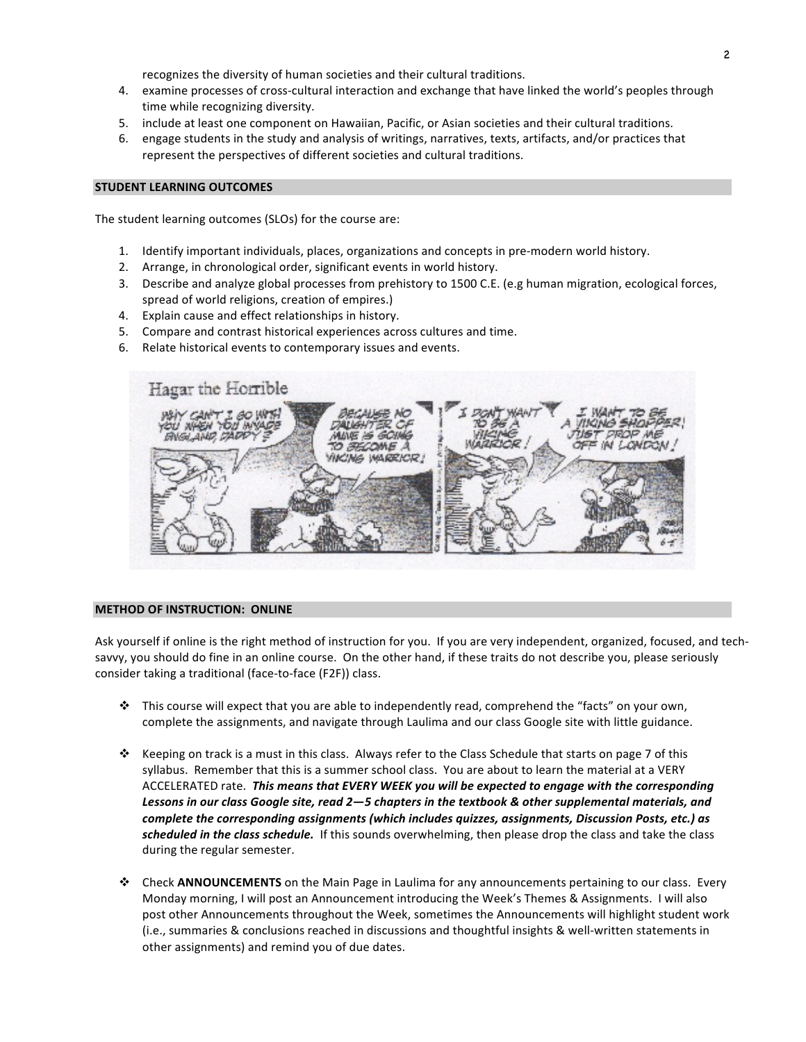recognizes the diversity of human societies and their cultural traditions.

4. examine processes of cross-cultural interaction and exchange that have linked the world's peoples through time while recognizing diversity.
5. include at least one component on Hawaiian, Pacific, or Asian societies and their cultural traditions.
6. engage students in the study and analysis of writings, narratives, texts, artifacts, and/or practices that represent the perspectives of different societies and cultural traditions.

## STUDENT LEARNING OUTCOMES

The student learning outcomes (SLOs) for the course are:

1. Identify important individuals, places, organizations and concepts in pre-modern world history.
2. Arrange, in chronological order, significant events in world history.
3. Describe and analyze global processes from prehistory to 1500 C.E. (e.g human migration, ecological forces, spread of world religions, creation of empires.)
4. Explain cause and effect relationships in history.
5. Compare and contrast historical experiences across cultures and time.
6. Relate historical events to contemporary issues and events.

## METHOD OF INSTRUCTION: ONLINE

Ask yourself if online is the right method of instruction for you. If you are very independent, organized, focused, and tech-savvy, you should do fine in an online course. On the other hand, if these traits do not describe you, please seriously consider taking a traditional (face-to-face (F2F)) class.

- This course will expect that you are able to independently read, comprehend the "facts" on your own, complete the assignments, and navigate through Laulima and our class Google site with little guidance.

- Keeping on track is a must in this class. Always refer to the Class Schedule that starts on page 7 of this syllabus. Remember that this is a summer school class. You are about to learn the material at a VERY ACCELERATED rate. ***This means that EVERY WEEK you will be expected to engage with the corresponding Lessons in our class Google site, read 2—5 chapters in the textbook & other supplemental materials, and complete the corresponding assignments (which includes quizzes, assignments, Discussion Posts, etc.) as scheduled in the class schedule.*** If this sounds overwhelming, then please drop the class and take the class during the regular semester.

- Check **ANNOUNCEMENTS** on the Main Page in Laulima for any announcements pertaining to our class. Every Monday morning, I will post an Announcement introducing the Week's Themes & Assignments. I will also post other Announcements throughout the Week, sometimes the Announcements will highlight student work (i.e., summaries & conclusions reached in discussions and thoughtful insights & well-written statements in other assignments) and remind you of due dates.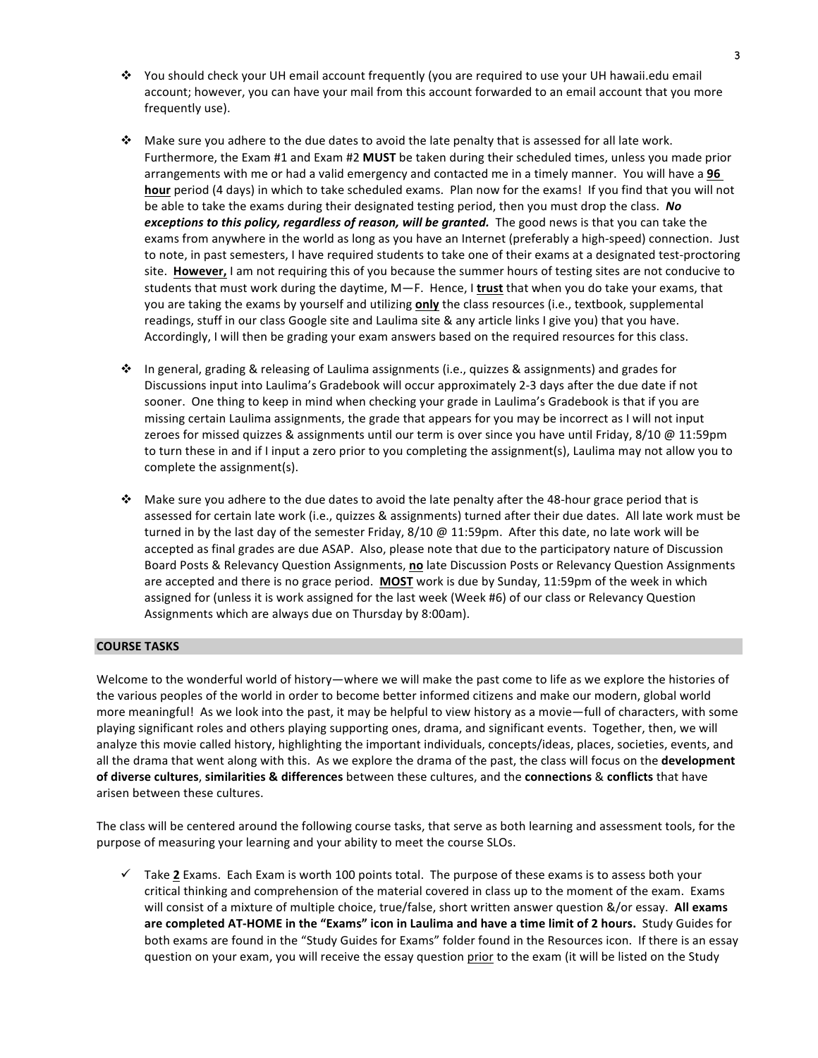- You should check your UH email account frequently (you are required to use your UH hawaii.edu email account; however, you can have your mail from this account forwarded to an email account that you more frequently use).

- Make sure you adhere to the due dates to avoid the late penalty that is assessed for all late work. Furthermore, the Exam #1 and Exam #2 **MUST** be taken during their scheduled times, unless you made prior arrangements with me or had a valid emergency and contacted me in a timely manner. You will have a **96 hour** period (4 days) in which to take scheduled exams. Plan now for the exams! If you find that you will not be able to take the exams during their designated testing period, then you must drop the class. ***No exceptions to this policy, regardless of reason, will be granted.*** The good news is that you can take the exams from anywhere in the world as long as you have an Internet (preferably a high-speed) connection. Just to note, in past semesters, I have required students to take one of their exams at a designated test-proctoring site. **However,** I am not requiring this of you because the summer hours of testing sites are not conducive to students that must work during the daytime, M—F. Hence, I **trust** that when you do take your exams, that you are taking the exams by yourself and utilizing **only** the class resources (i.e., textbook, supplemental readings, stuff in our class Google site and Laulima site & any article links I give you) that you have. Accordingly, I will then be grading your exam answers based on the required resources for this class.

- In general, grading & releasing of Laulima assignments (i.e., quizzes & assignments) and grades for Discussions input into Laulima's Gradebook will occur approximately 2-3 days after the due date if not sooner. One thing to keep in mind when checking your grade in Laulima's Gradebook is that if you are missing certain Laulima assignments, the grade that appears for you may be incorrect as I will not input zeroes for missed quizzes & assignments until our term is over since you have until Friday, 8/10 @ 11:59pm to turn these in and if I input a zero prior to you completing the assignment(s), Laulima may not allow you to complete the assignment(s).

- Make sure you adhere to the due dates to avoid the late penalty after the 48-hour grace period that is assessed for certain late work (i.e., quizzes & assignments) turned after their due dates. All late work must be turned in by the last day of the semester Friday, 8/10 @ 11:59pm. After this date, no late work will be accepted as final grades are due ASAP. Also, please note that due to the participatory nature of Discussion Board Posts & Relevancy Question Assignments, **no** late Discussion Posts or Relevancy Question Assignments are accepted and there is no grace period. **MOST** work is due by Sunday, 11:59pm of the week in which assigned for (unless it is work assigned for the last week (Week #6) of our class or Relevancy Question Assignments which are always due on Thursday by 8:00am).

## COURSE TASKS

Welcome to the wonderful world of history—where we will make the past come to life as we explore the histories of the various peoples of the world in order to become better informed citizens and make our modern, global world more meaningful! As we look into the past, it may be helpful to view history as a movie—full of characters, with some playing significant roles and others playing supporting ones, drama, and significant events. Together, then, we will analyze this movie called history, highlighting the important individuals, concepts/ideas, places, societies, events, and all the drama that went along with this. As we explore the drama of the past, the class will focus on the **development of diverse cultures**, **similarities & differences** between these cultures, and the **connections** & **conflicts** that have arisen between these cultures.

The class will be centered around the following course tasks, that serve as both learning and assessment tools, for the purpose of measuring your learning and your ability to meet the course SLOs.

- ✓ Take **2** Exams. Each Exam is worth 100 points total. The purpose of these exams is to assess both your critical thinking and comprehension of the material covered in class up to the moment of the exam. Exams will consist of a mixture of multiple choice, true/false, short written answer question &/or essay. **All exams are completed AT-HOME in the "Exams" icon in Laulima and have a time limit of 2 hours.** Study Guides for both exams are found in the "Study Guides for Exams" folder found in the Resources icon. If there is an essay question on your exam, you will receive the essay question prior to the exam (it will be listed on the Study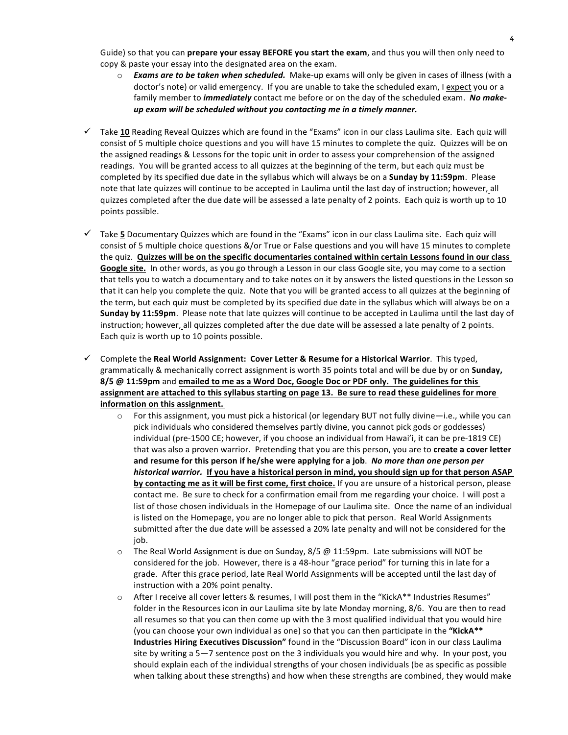Guide) so that you can **prepare your essay BEFORE you start the exam**, and thus you will then only need to copy & paste your essay into the designated area on the exam.

- ***Exams are to be taken when scheduled.*** Make-up exams will only be given in cases of illness (with a doctor's note) or valid emergency. If you are unable to take the scheduled exam, I <u>expect</u> you or a family member to ***immediately*** contact me before or on the day of the scheduled exam. ***No make-up exam will be scheduled without you contacting me in a timely manner.***

✓ Take **<u>10</u>** Reading Reveal Quizzes which are found in the "Exams" icon in our class Laulima site. Each quiz will consist of 5 multiple choice questions and you will have 15 minutes to complete the quiz. Quizzes will be on the assigned readings & Lessons for the topic unit in order to assess your comprehension of the assigned readings. You will be granted access to all quizzes at the beginning of the term, but each quiz must be completed by its specified due date in the syllabus which will always be on a **Sunday by 11:59pm**. Please note that late quizzes will continue to be accepted in Laulima until the last day of instruction; however, all quizzes completed after the due date will be assessed a late penalty of 2 points. Each quiz is worth up to 10 points possible.

✓ Take **<u>5</u>** Documentary Quizzes which are found in the "Exams" icon in our class Laulima site. Each quiz will consist of 5 multiple choice questions &/or True or False questions and you will have 15 minutes to complete the quiz. **<u>Quizzes will be on the specific documentaries contained within certain Lessons found in our class Google site.</u>** In other words, as you go through a Lesson in our class Google site, you may come to a section that tells you to watch a documentary and to take notes on it by answers the listed questions in the Lesson so that it can help you complete the quiz. Note that you will be granted access to all quizzes at the beginning of the term, but each quiz must be completed by its specified due date in the syllabus which will always be on a **Sunday by 11:59pm**. Please note that late quizzes will continue to be accepted in Laulima until the last day of instruction; however, all quizzes completed after the due date will be assessed a late penalty of 2 points. Each quiz is worth up to 10 points possible.

✓ Complete the **Real World Assignment: Cover Letter & Resume for a Historical Warrior**. This typed, grammatically & mechanically correct assignment is worth 35 points total and will be due by or on **Sunday, 8/5 @ 11:59pm** and **<u>emailed to me as a Word Doc, Google Doc or PDF only. The guidelines for this assignment are attached to this syllabus starting on page 13. Be sure to read these guidelines for more information on this assignment.</u>**

- For this assignment, you must pick a historical (or legendary BUT not fully divine—i.e., while you can pick individuals who considered themselves partly divine, you cannot pick gods or goddesses) individual (pre-1500 CE; however, if you choose an individual from Hawai'i, it can be pre-1819 CE) that was also a proven warrior. Pretending that you are this person, you are to **create a cover letter and resume for this person if he/she were applying for a job**. ***No more than one person per historical warrior.*** **<u>If you have a historical person in mind, you should sign up for that person ASAP by contacting me as it will be first come, first choice.</u>** If you are unsure of a historical person, please contact me. Be sure to check for a confirmation email from me regarding your choice. I will post a list of those chosen individuals in the Homepage of our Laulima site. Once the name of an individual is listed on the Homepage, you are no longer able to pick that person. Real World Assignments submitted after the due date will be assessed a 20% late penalty and will not be considered for the job.
- The Real World Assignment is due on Sunday, 8/5 @ 11:59pm. Late submissions will NOT be considered for the job. However, there is a 48-hour "grace period" for turning this in late for a grade. After this grace period, late Real World Assignments will be accepted until the last day of instruction with a 20% point penalty.
- After I receive all cover letters & resumes, I will post them in the "KickA** Industries Resumes" folder in the Resources icon in our Laulima site by late Monday morning, 8/6. You are then to read all resumes so that you can then come up with the 3 most qualified individual that you would hire (you can choose your own individual as one) so that you can then participate in the **"KickA** Industries Hiring Executives Discussion"** found in the "Discussion Board" icon in our class Laulima site by writing a 5—7 sentence post on the 3 individuals you would hire and why. In your post, you should explain each of the individual strengths of your chosen individuals (be as specific as possible when talking about these strengths) and how when these strengths are combined, they would make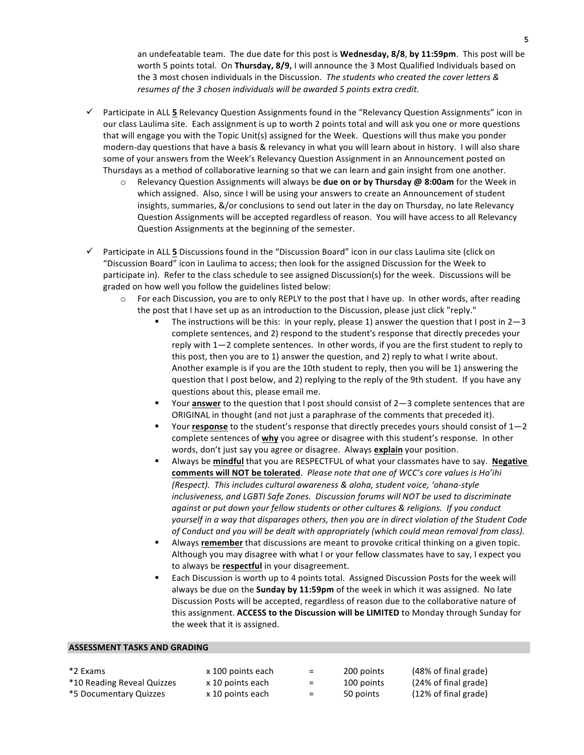an undefeatable team. The due date for this post is **Wednesday, 8/8**, **by 11:59pm**. This post will be worth 5 points total. On **Thursday, 8/9,** I will announce the 3 Most Qualified Individuals based on the 3 most chosen individuals in the Discussion. *The students who created the cover letters & resumes of the 3 chosen individuals will be awarded 5 points extra credit.*

- ✓ Participate in ALL **5** Relevancy Question Assignments found in the "Relevancy Question Assignments" icon in our class Laulima site. Each assignment is up to worth 2 points total and will ask you one or more questions that will engage you with the Topic Unit(s) assigned for the Week. Questions will thus make you ponder modern-day questions that have a basis & relevancy in what you will learn about in history. I will also share some of your answers from the Week's Relevancy Question Assignment in an Announcement posted on Thursdays as a method of collaborative learning so that we can learn and gain insight from one another.
  - Relevancy Question Assignments will always be **due on or by Thursday @ 8:00am** for the Week in which assigned. Also, since I will be using your answers to create an Announcement of student insights, summaries, &/or conclusions to send out later in the day on Thursday, no late Relevancy Question Assignments will be accepted regardless of reason. You will have access to all Relevancy Question Assignments at the beginning of the semester.

- ✓ Participate in ALL **5** Discussions found in the "Discussion Board" icon in our class Laulima site (click on "Discussion Board" icon in Laulima to access; then look for the assigned Discussion for the Week to participate in). Refer to the class schedule to see assigned Discussion(s) for the week. Discussions will be graded on how well you follow the guidelines listed below:
  - For each Discussion, you are to only REPLY to the post that I have up. In other words, after reading the post that I have set up as an introduction to the Discussion, please just click "reply."
    - The instructions will be this: in your reply, please 1) answer the question that I post in 2—3 complete sentences, and 2) respond to the student's response that directly precedes your reply with 1—2 complete sentences. In other words, if you are the first student to reply to this post, then you are to 1) answer the question, and 2) reply to what I write about. Another example is if you are the 10th student to reply, then you will be 1) answering the question that I post below, and 2) replying to the reply of the 9th student. If you have any questions about this, please email me.
    - Your **answer** to the question that I post should consist of 2—3 complete sentences that are ORIGINAL in thought (and not just a paraphrase of the comments that preceded it).
    - Your **response** to the student's response that directly precedes yours should consist of 1—2 complete sentences of **why** you agree or disagree with this student's response. In other words, don't just say you agree or disagree. Always **explain** your position.
    - Always be **mindful** that you are RESPECTFUL of what your classmates have to say. **Negative comments will NOT be tolerated**. *Please note that one of WCC's core values is Ho'ihi (Respect). This includes cultural awareness & aloha, student voice, 'ohana-style inclusiveness, and LGBTI Safe Zones. Discussion forums will NOT be used to discriminate against or put down your fellow students or other cultures & religions. If you conduct yourself in a way that disparages others, then you are in direct violation of the Student Code of Conduct and you will be dealt with appropriately (which could mean removal from class).*
    - Always **remember** that discussions are meant to provoke critical thinking on a given topic. Although you may disagree with what I or your fellow classmates have to say, I expect you to always be **respectful** in your disagreement.
    - Each Discussion is worth up to 4 points total. Assigned Discussion Posts for the week will always be due on the **Sunday by 11:59pm** of the week in which it was assigned. No late Discussion Posts will be accepted, regardless of reason due to the collaborative nature of this assignment. **ACCESS to the Discussion will be LIMITED** to Monday through Sunday for the week that it is assigned.

## ASSESSMENT TASKS AND GRADING

| | | | | |
|---|---|---|---|---|
| *2 Exams | x 100 points each | = | 200 points | (48% of final grade) |
| *10 Reading Reveal Quizzes | x 10 points each | = | 100 points | (24% of final grade) |
| *5 Documentary Quizzes | x 10 points each | = | 50 points | (12% of final grade) |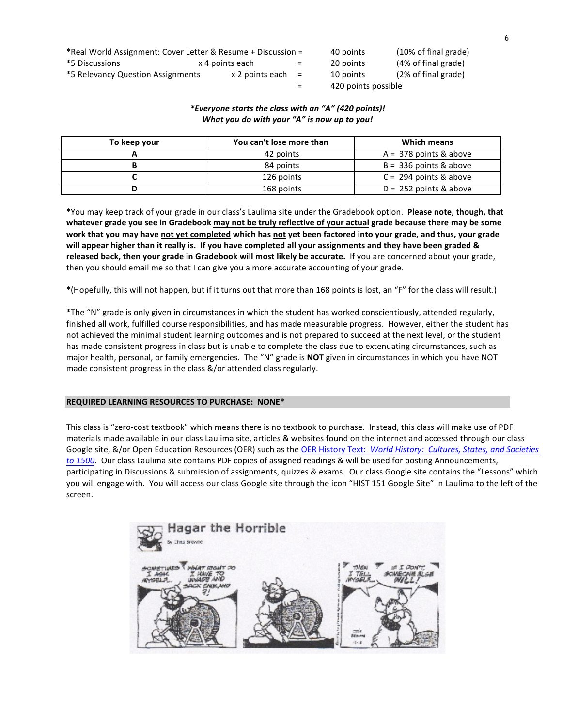*Real World Assignment: Cover Letter & Resume + Discussion = 40 points (10% of final grade)
*5 Discussions x 4 points each = 20 points (4% of final grade)
*5 Relevancy Question Assignments x 2 points each = 10 points (2% of final grade)
= 420 points possible

***\*Everyone starts the class with an "A" (420 points)!***
***What you do with your "A" is now up to you!***

| To keep your | You can't lose more than | Which means |
|---|---|---|
| **A** | 42 points | A = 378 points & above |
| **B** | 84 points | B = 336 points & above |
| **C** | 126 points | C = 294 points & above |
| **D** | 168 points | D = 252 points & above |

*You may keep track of your grade in our class's Laulima site under the Gradebook option. **Please note, though, that whatever grade you see in Gradebook <u>may not be truly reflective of your actual</u> grade because there may be some work that you may have <u>not yet completed</u> which has <u>not</u> yet been factored into your grade, and thus, your grade will appear higher than it really is. If you have completed all your assignments and they have been graded & released back, then your grade in Gradebook will most likely be accurate.** If you are concerned about your grade, then you should email me so that I can give you a more accurate accounting of your grade.

*(Hopefully, this will not happen, but if it turns out that more than 168 points is lost, an "F" for the class will result.)

*The "N" grade is only given in circumstances in which the student has worked conscientiously, attended regularly, finished all work, fulfilled course responsibilities, and has made measurable progress. However, either the student has not achieved the minimal student learning outcomes and is not prepared to succeed at the next level, or the student has made consistent progress in class but is unable to complete the class due to extenuating circumstances, such as major health, personal, or family emergencies. The "N" grade is **NOT** given in circumstances in which you have NOT made consistent progress in the class &/or attended class regularly.

## REQUIRED LEARNING RESOURCES TO PURCHASE: NONE*

This class is "zero-cost textbook" which means there is no textbook to purchase. Instead, this class will make use of PDF materials made available in our class Laulima site, articles & websites found on the internet and accessed through our class Google site, &/or Open Education Resources (OER) such as the OER History Text: *World History: Cultures, States, and Societies to 1500*. Our class Laulima site contains PDF copies of assigned readings & will be used for posting Announcements, participating in Discussions & submission of assignments, quizzes & exams. Our class Google site contains the "Lessons" which you will engage with. You will access our class Google site through the icon "HIST 151 Google Site" in Laulima to the left of the screen.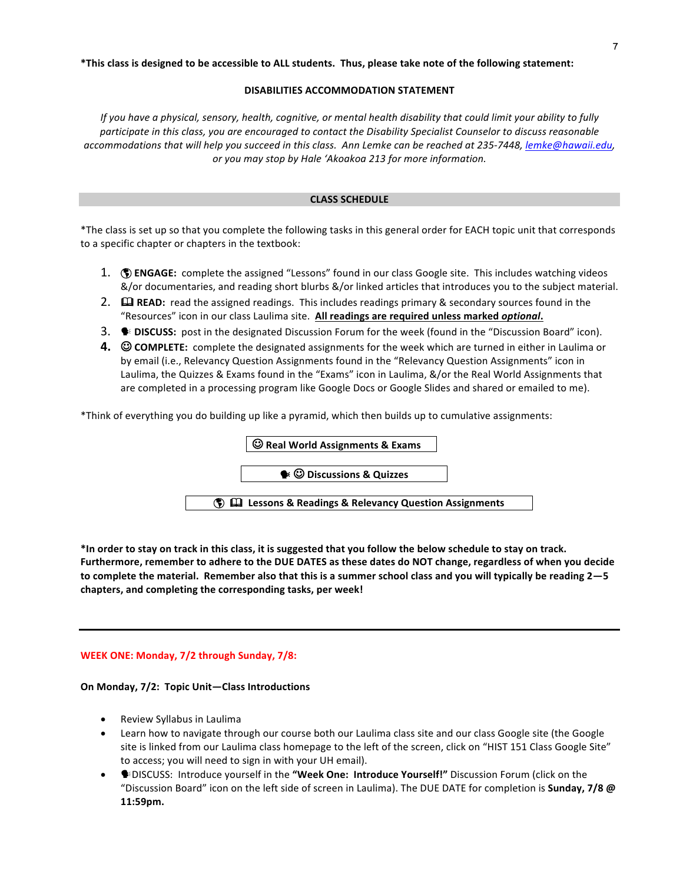**\*This class is designed to be accessible to ALL students. Thus, please take note of the following statement:**

**DISABILITIES ACCOMMODATION STATEMENT**

*If you have a physical, sensory, health, cognitive, or mental health disability that could limit your ability to fully participate in this class, you are encouraged to contact the Disability Specialist Counselor to discuss reasonable accommodations that will help you succeed in this class. Ann Lemke can be reached at 235-7448, lemke@hawaii.edu, or you may stop by Hale 'Akoakoa 213 for more information.*

## CLASS SCHEDULE

*The class is set up so that you complete the following tasks in this general order for EACH topic unit that corresponds to a specific chapter or chapters in the textbook:

1. 🌎 **ENGAGE:** complete the assigned "Lessons" found in our class Google site. This includes watching videos &/or documentaries, and reading short blurbs &/or linked articles that introduces you to the subject material.
2. 🕮 **READ:** read the assigned readings. This includes readings primary & secondary sources found in the "Resources" icon in our class Laulima site. **All readings are required unless marked *optional*.**
3. 🗣 **DISCUSS:** post in the designated Discussion Forum for the week (found in the "Discussion Board" icon).
4. ☺ **COMPLETE:** complete the designated assignments for the week which are turned in either in Laulima or by email (i.e., Relevancy Question Assignments found in the "Relevancy Question Assignments" icon in Laulima, the Quizzes & Exams found in the "Exams" icon in Laulima, &/or the Real World Assignments that are completed in a processing program like Google Docs or Google Slides and shared or emailed to me).

*Think of everything you do building up like a pyramid, which then builds up to cumulative assignments:

☺ **Real World Assignments & Exams**

🗣 ☺ **Discussions & Quizzes**

🌎 🕮 **Lessons & Readings & Relevancy Question Assignments**

**\*In order to stay on track in this class, it is suggested that you follow the below schedule to stay on track. Furthermore, remember to adhere to the DUE DATES as these dates do NOT change, regardless of when you decide to complete the material. Remember also that this is a summer school class and you will typically be reading 2—5 chapters, and completing the corresponding tasks, per week!**

---

### WEEK ONE: Monday, 7/2 through Sunday, 7/8:

**On Monday, 7/2: Topic Unit—Class Introductions**

- Review Syllabus in Laulima
- Learn how to navigate through our course both our Laulima class site and our class Google site (the Google site is linked from our Laulima class homepage to the left of the screen, click on "HIST 151 Class Google Site" to access; you will need to sign in with your UH email).
- 🗣DISCUSS: Introduce yourself in the **"Week One: Introduce Yourself!"** Discussion Forum (click on the "Discussion Board" icon on the left side of screen in Laulima). The DUE DATE for completion is **Sunday, 7/8 @ 11:59pm.**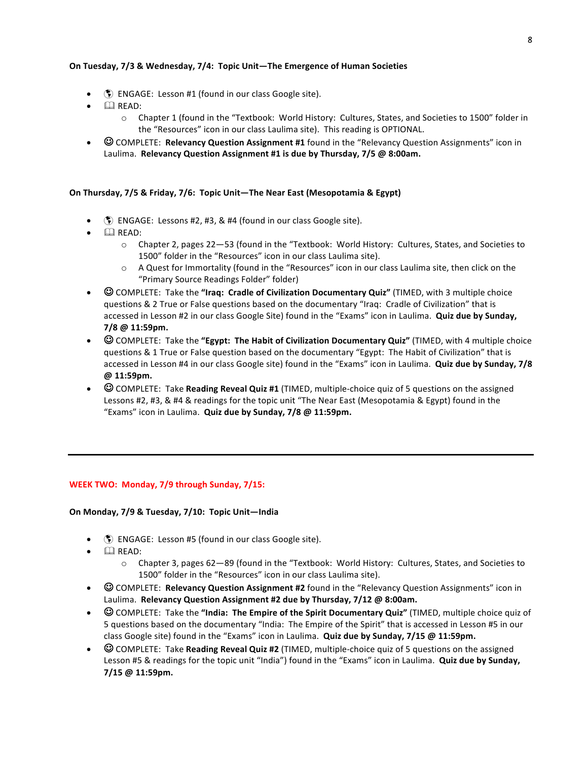**On Tuesday, 7/3 & Wednesday, 7/4: Topic Unit—The Emergence of Human Societies**

- 🌎 ENGAGE: Lesson #1 (found in our class Google site).
- 🕮 READ:
  - Chapter 1 (found in the "Textbook: World History: Cultures, States, and Societies to 1500" folder in the "Resources" icon in our class Laulima site). This reading is OPTIONAL.
- ☺ COMPLETE: **Relevancy Question Assignment #1** found in the "Relevancy Question Assignments" icon in Laulima. **Relevancy Question Assignment #1 is due by Thursday, 7/5 @ 8:00am.**

**On Thursday, 7/5 & Friday, 7/6: Topic Unit—The Near East (Mesopotamia & Egypt)**

- 🌎 ENGAGE: Lessons #2, #3, & #4 (found in our class Google site).
- 🕮 READ:
  - Chapter 2, pages 22—53 (found in the "Textbook: World History: Cultures, States, and Societies to 1500" folder in the "Resources" icon in our class Laulima site).
  - A Quest for Immortality (found in the "Resources" icon in our class Laulima site, then click on the "Primary Source Readings Folder" folder)
- ☺ COMPLETE: Take the **"Iraq: Cradle of Civilization Documentary Quiz"** (TIMED, with 3 multiple choice questions & 2 True or False questions based on the documentary "Iraq: Cradle of Civilization" that is accessed in Lesson #2 in our class Google Site) found in the "Exams" icon in Laulima. **Quiz due by Sunday, 7/8 @ 11:59pm.**
- ☺ COMPLETE: Take the **"Egypt: The Habit of Civilization Documentary Quiz"** (TIMED, with 4 multiple choice questions & 1 True or False question based on the documentary "Egypt: The Habit of Civilization" that is accessed in Lesson #4 in our class Google site) found in the "Exams" icon in Laulima. **Quiz due by Sunday, 7/8 @ 11:59pm.**
- ☺ COMPLETE: Take **Reading Reveal Quiz #1** (TIMED, multiple-choice quiz of 5 questions on the assigned Lessons #2, #3, & #4 & readings for the topic unit "The Near East (Mesopotamia & Egypt) found in the "Exams" icon in Laulima. **Quiz due by Sunday, 7/8 @ 11:59pm.**

---

**WEEK TWO: Monday, 7/9 through Sunday, 7/15:**

**On Monday, 7/9 & Tuesday, 7/10: Topic Unit—India**

- 🌎 ENGAGE: Lesson #5 (found in our class Google site).
- 🕮 READ:
  - Chapter 3, pages 62—89 (found in the "Textbook: World History: Cultures, States, and Societies to 1500" folder in the "Resources" icon in our class Laulima site).
- ☺ COMPLETE: **Relevancy Question Assignment #2** found in the "Relevancy Question Assignments" icon in Laulima. **Relevancy Question Assignment #2 due by Thursday, 7/12 @ 8:00am.**
- ☺ COMPLETE: Take the **"India: The Empire of the Spirit Documentary Quiz"** (TIMED, multiple choice quiz of 5 questions based on the documentary "India: The Empire of the Spirit" that is accessed in Lesson #5 in our class Google site) found in the "Exams" icon in Laulima. **Quiz due by Sunday, 7/15 @ 11:59pm.**
- ☺ COMPLETE: Take **Reading Reveal Quiz #2** (TIMED, multiple-choice quiz of 5 questions on the assigned Lesson #5 & readings for the topic unit "India") found in the "Exams" icon in Laulima. **Quiz due by Sunday, 7/15 @ 11:59pm.**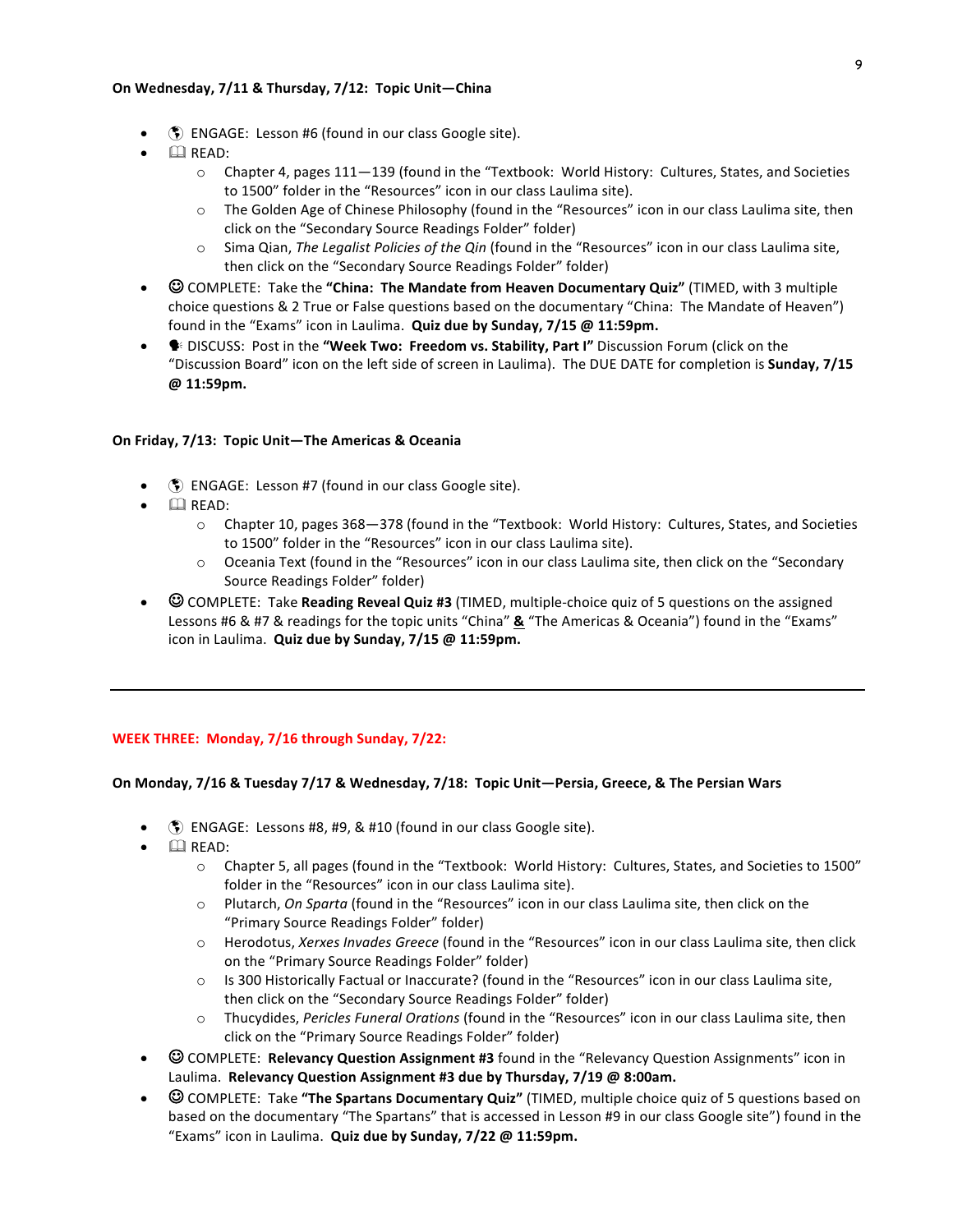**On Wednesday, 7/11 & Thursday, 7/12: Topic Unit—China**

- 🌎 ENGAGE: Lesson #6 (found in our class Google site).
- 🕮 READ:
  - Chapter 4, pages 111—139 (found in the "Textbook: World History: Cultures, States, and Societies to 1500" folder in the "Resources" icon in our class Laulima site).
  - The Golden Age of Chinese Philosophy (found in the "Resources" icon in our class Laulima site, then click on the "Secondary Source Readings Folder" folder)
  - Sima Qian, *The Legalist Policies of the Qin* (found in the "Resources" icon in our class Laulima site, then click on the "Secondary Source Readings Folder" folder)
- ☺ COMPLETE: Take the **"China: The Mandate from Heaven Documentary Quiz"** (TIMED, with 3 multiple choice questions & 2 True or False questions based on the documentary "China: The Mandate of Heaven") found in the "Exams" icon in Laulima. **Quiz due by Sunday, 7/15 @ 11:59pm.**
- 🗣 DISCUSS: Post in the **"Week Two: Freedom vs. Stability, Part I"** Discussion Forum (click on the "Discussion Board" icon on the left side of screen in Laulima). The DUE DATE for completion is **Sunday, 7/15 @ 11:59pm.**

**On Friday, 7/13: Topic Unit—The Americas & Oceania**

- 🌎 ENGAGE: Lesson #7 (found in our class Google site).
- 🕮 READ:
  - Chapter 10, pages 368—378 (found in the "Textbook: World History: Cultures, States, and Societies to 1500" folder in the "Resources" icon in our class Laulima site).
  - Oceania Text (found in the "Resources" icon in our class Laulima site, then click on the "Secondary Source Readings Folder" folder)
- ☺ COMPLETE: Take **Reading Reveal Quiz #3** (TIMED, multiple-choice quiz of 5 questions on the assigned Lessons #6 & #7 & readings for the topic units "China" **&** "The Americas & Oceania") found in the "Exams" icon in Laulima. **Quiz due by Sunday, 7/15 @ 11:59pm.**

---

**WEEK THREE: Monday, 7/16 through Sunday, 7/22:**

**On Monday, 7/16 & Tuesday 7/17 & Wednesday, 7/18: Topic Unit—Persia, Greece, & The Persian Wars**

- 🌎 ENGAGE: Lessons #8, #9, & #10 (found in our class Google site).
- 🕮 READ:
  - Chapter 5, all pages (found in the "Textbook: World History: Cultures, States, and Societies to 1500" folder in the "Resources" icon in our class Laulima site).
  - Plutarch, *On Sparta* (found in the "Resources" icon in our class Laulima site, then click on the "Primary Source Readings Folder" folder)
  - Herodotus, *Xerxes Invades Greece* (found in the "Resources" icon in our class Laulima site, then click on the "Primary Source Readings Folder" folder)
  - Is 300 Historically Factual or Inaccurate? (found in the "Resources" icon in our class Laulima site, then click on the "Secondary Source Readings Folder" folder)
  - Thucydides, *Pericles Funeral Orations* (found in the "Resources" icon in our class Laulima site, then click on the "Primary Source Readings Folder" folder)
- ☺ COMPLETE: **Relevancy Question Assignment #3** found in the "Relevancy Question Assignments" icon in Laulima. **Relevancy Question Assignment #3 due by Thursday, 7/19 @ 8:00am.**
- ☺ COMPLETE: Take **"The Spartans Documentary Quiz"** (TIMED, multiple choice quiz of 5 questions based on based on the documentary "The Spartans" that is accessed in Lesson #9 in our class Google site") found in the "Exams" icon in Laulima. **Quiz due by Sunday, 7/22 @ 11:59pm.**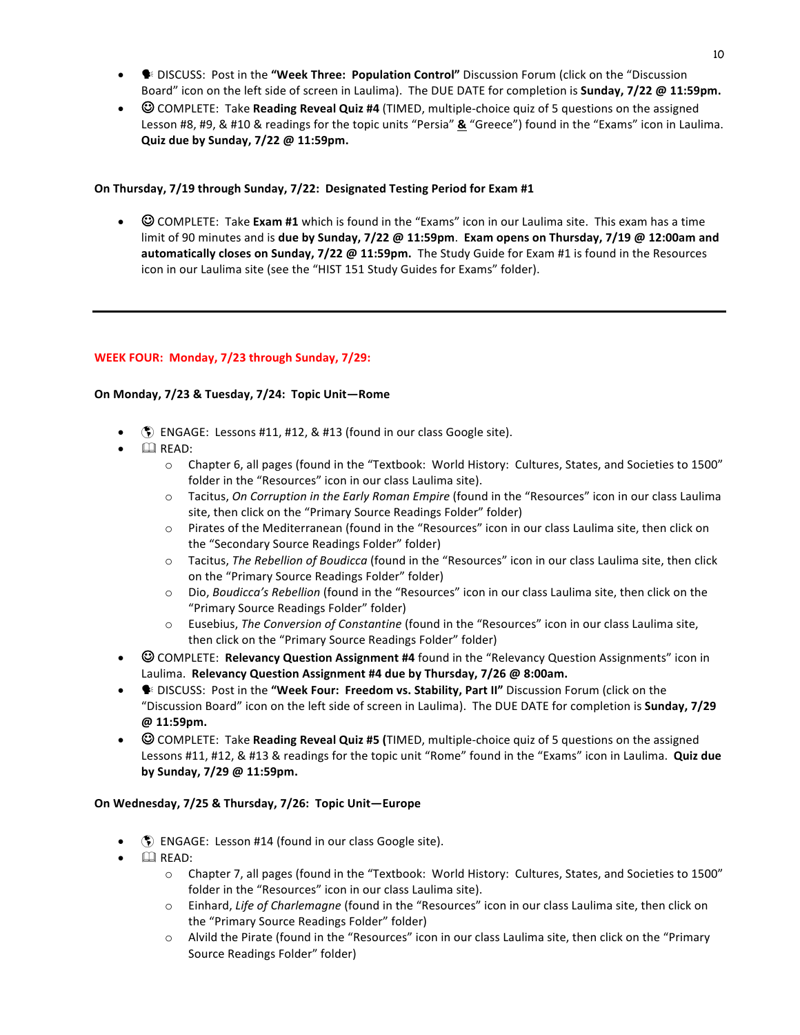- 🗣 DISCUSS: Post in the **"Week Three: Population Control"** Discussion Forum (click on the "Discussion Board" icon on the left side of screen in Laulima). The DUE DATE for completion is **Sunday, 7/22 @ 11:59pm.**
- ☺ COMPLETE: Take **Reading Reveal Quiz #4** (TIMED, multiple-choice quiz of 5 questions on the assigned Lesson #8, #9, & #10 & readings for the topic units "Persia" **&** "Greece") found in the "Exams" icon in Laulima. **Quiz due by Sunday, 7/22 @ 11:59pm.**

**On Thursday, 7/19 through Sunday, 7/22: Designated Testing Period for Exam #1**

- ☺ COMPLETE: Take **Exam #1** which is found in the "Exams" icon in our Laulima site. This exam has a time limit of 90 minutes and is **due by Sunday, 7/22 @ 11:59pm**. **Exam opens on Thursday, 7/19 @ 12:00am and automatically closes on Sunday, 7/22 @ 11:59pm.** The Study Guide for Exam #1 is found in the Resources icon in our Laulima site (see the "HIST 151 Study Guides for Exams" folder).

---

**WEEK FOUR: Monday, 7/23 through Sunday, 7/29:**

**On Monday, 7/23 & Tuesday, 7/24: Topic Unit—Rome**

- 🌎 ENGAGE: Lessons #11, #12, & #13 (found in our class Google site).
- 🕮 READ:
  - Chapter 6, all pages (found in the "Textbook: World History: Cultures, States, and Societies to 1500" folder in the "Resources" icon in our class Laulima site).
  - Tacitus, *On Corruption in the Early Roman Empire* (found in the "Resources" icon in our class Laulima site, then click on the "Primary Source Readings Folder" folder)
  - Pirates of the Mediterranean (found in the "Resources" icon in our class Laulima site, then click on the "Secondary Source Readings Folder" folder)
  - Tacitus, *The Rebellion of Boudicca* (found in the "Resources" icon in our class Laulima site, then click on the "Primary Source Readings Folder" folder)
  - Dio, *Boudicca's Rebellion* (found in the "Resources" icon in our class Laulima site, then click on the "Primary Source Readings Folder" folder)
  - Eusebius, *The Conversion of Constantine* (found in the "Resources" icon in our class Laulima site, then click on the "Primary Source Readings Folder" folder)
- ☺ COMPLETE: **Relevancy Question Assignment #4** found in the "Relevancy Question Assignments" icon in Laulima. **Relevancy Question Assignment #4 due by Thursday, 7/26 @ 8:00am.**
- 🗣 DISCUSS: Post in the **"Week Four: Freedom vs. Stability, Part II"** Discussion Forum (click on the "Discussion Board" icon on the left side of screen in Laulima). The DUE DATE for completion is **Sunday, 7/29 @ 11:59pm.**
- ☺ COMPLETE: Take **Reading Reveal Quiz #5 (**TIMED, multiple-choice quiz of 5 questions on the assigned Lessons #11, #12, & #13 & readings for the topic unit "Rome" found in the "Exams" icon in Laulima. **Quiz due by Sunday, 7/29 @ 11:59pm.**

**On Wednesday, 7/25 & Thursday, 7/26: Topic Unit—Europe**

- 🌎 ENGAGE: Lesson #14 (found in our class Google site).
- 🕮 READ:
  - Chapter 7, all pages (found in the "Textbook: World History: Cultures, States, and Societies to 1500" folder in the "Resources" icon in our class Laulima site).
  - Einhard, *Life of Charlemagne* (found in the "Resources" icon in our class Laulima site, then click on the "Primary Source Readings Folder" folder)
  - Alvild the Pirate (found in the "Resources" icon in our class Laulima site, then click on the "Primary Source Readings Folder" folder)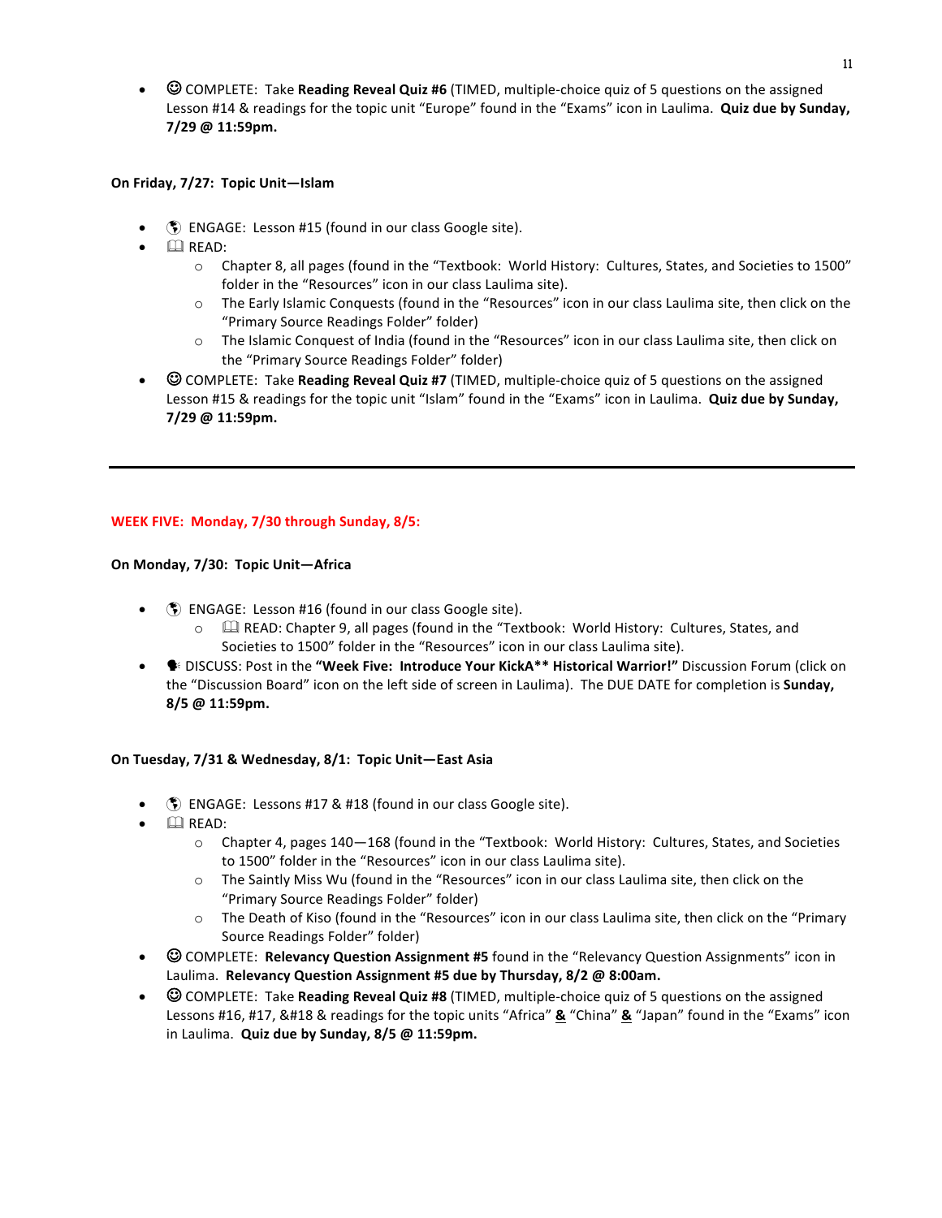- ☺ COMPLETE: Take **Reading Reveal Quiz #6** (TIMED, multiple-choice quiz of 5 questions on the assigned Lesson #14 & readings for the topic unit "Europe" found in the "Exams" icon in Laulima. **Quiz due by Sunday, 7/29 @ 11:59pm.**

**On Friday, 7/27: Topic Unit—Islam**

- 🌎 ENGAGE: Lesson #15 (found in our class Google site).
- 🕮 READ:
  - Chapter 8, all pages (found in the "Textbook: World History: Cultures, States, and Societies to 1500" folder in the "Resources" icon in our class Laulima site).
  - The Early Islamic Conquests (found in the "Resources" icon in our class Laulima site, then click on the "Primary Source Readings Folder" folder)
  - The Islamic Conquest of India (found in the "Resources" icon in our class Laulima site, then click on the "Primary Source Readings Folder" folder)
- ☺ COMPLETE: Take **Reading Reveal Quiz #7** (TIMED, multiple-choice quiz of 5 questions on the assigned Lesson #15 & readings for the topic unit "Islam" found in the "Exams" icon in Laulima. **Quiz due by Sunday, 7/29 @ 11:59pm.**

---

**WEEK FIVE: Monday, 7/30 through Sunday, 8/5:**

**On Monday, 7/30: Topic Unit—Africa**

- 🌎 ENGAGE: Lesson #16 (found in our class Google site).
  - 🕮 READ: Chapter 9, all pages (found in the "Textbook: World History: Cultures, States, and Societies to 1500" folder in the "Resources" icon in our class Laulima site).
- 🗣 DISCUSS: Post in the **"Week Five: Introduce Your KickA** Historical Warrior!"** Discussion Forum (click on the "Discussion Board" icon on the left side of screen in Laulima). The DUE DATE for completion is **Sunday, 8/5 @ 11:59pm.**

**On Tuesday, 7/31 & Wednesday, 8/1: Topic Unit—East Asia**

- 🌎 ENGAGE: Lessons #17 & #18 (found in our class Google site).
- 🕮 READ:
  - Chapter 4, pages 140—168 (found in the "Textbook: World History: Cultures, States, and Societies to 1500" folder in the "Resources" icon in our class Laulima site).
  - The Saintly Miss Wu (found in the "Resources" icon in our class Laulima site, then click on the "Primary Source Readings Folder" folder)
  - The Death of Kiso (found in the "Resources" icon in our class Laulima site, then click on the "Primary Source Readings Folder" folder)
- ☺ COMPLETE: **Relevancy Question Assignment #5** found in the "Relevancy Question Assignments" icon in Laulima. **Relevancy Question Assignment #5 due by Thursday, 8/2 @ 8:00am.**
- ☺ COMPLETE: Take **Reading Reveal Quiz #8** (TIMED, multiple-choice quiz of 5 questions on the assigned Lessons #16, #17, &#18 & readings for the topic units "Africa" **&** "China" **&** "Japan" found in the "Exams" icon in Laulima. **Quiz due by Sunday, 8/5 @ 11:59pm.**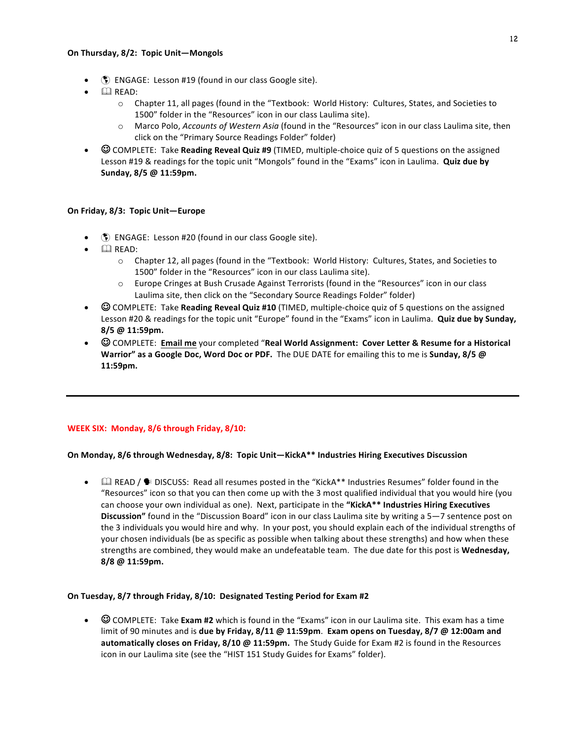**On Thursday, 8/2: Topic Unit—Mongols**

- 🌎 ENGAGE: Lesson #19 (found in our class Google site).
- 📖 READ:
  - Chapter 11, all pages (found in the "Textbook: World History: Cultures, States, and Societies to 1500" folder in the "Resources" icon in our class Laulima site).
  - Marco Polo, *Accounts of Western Asia* (found in the "Resources" icon in our class Laulima site, then click on the "Primary Source Readings Folder" folder)
- ☺ COMPLETE: Take **Reading Reveal Quiz #9** (TIMED, multiple-choice quiz of 5 questions on the assigned Lesson #19 & readings for the topic unit "Mongols" found in the "Exams" icon in Laulima. **Quiz due by Sunday, 8/5 @ 11:59pm.**

**On Friday, 8/3: Topic Unit—Europe**

- 🌎 ENGAGE: Lesson #20 (found in our class Google site).
- 📖 READ:
  - Chapter 12, all pages (found in the "Textbook: World History: Cultures, States, and Societies to 1500" folder in the "Resources" icon in our class Laulima site).
  - Europe Cringes at Bush Crusade Against Terrorists (found in the "Resources" icon in our class Laulima site, then click on the "Secondary Source Readings Folder" folder)
- ☺ COMPLETE: Take **Reading Reveal Quiz #10** (TIMED, multiple-choice quiz of 5 questions on the assigned Lesson #20 & readings for the topic unit "Europe" found in the "Exams" icon in Laulima. **Quiz due by Sunday, 8/5 @ 11:59pm.**
- ☺ COMPLETE: **Email me** your completed "**Real World Assignment: Cover Letter & Resume for a Historical Warrior" as a Google Doc, Word Doc or PDF.** The DUE DATE for emailing this to me is **Sunday, 8/5 @ 11:59pm.**

---

**WEEK SIX: Monday, 8/6 through Friday, 8/10:**

**On Monday, 8/6 through Wednesday, 8/8: Topic Unit—KickA** Industries Hiring Executives Discussion**

- 📖 READ / 🗣 DISCUSS: Read all resumes posted in the "KickA** Industries Resumes" folder found in the "Resources" icon so that you can then come up with the 3 most qualified individual that you would hire (you can choose your own individual as one). Next, participate in the **"KickA** Industries Hiring Executives Discussion"** found in the "Discussion Board" icon in our class Laulima site by writing a 5—7 sentence post on the 3 individuals you would hire and why. In your post, you should explain each of the individual strengths of your chosen individuals (be as specific as possible when talking about these strengths) and how when these strengths are combined, they would make an undefeatable team. The due date for this post is **Wednesday, 8/8 @ 11:59pm.**

**On Tuesday, 8/7 through Friday, 8/10: Designated Testing Period for Exam #2**

- ☺ COMPLETE: Take **Exam #2** which is found in the "Exams" icon in our Laulima site. This exam has a time limit of 90 minutes and is **due by Friday, 8/11 @ 11:59pm**. **Exam opens on Tuesday, 8/7 @ 12:00am and automatically closes on Friday, 8/10 @ 11:59pm.** The Study Guide for Exam #2 is found in the Resources icon in our Laulima site (see the "HIST 151 Study Guides for Exams" folder).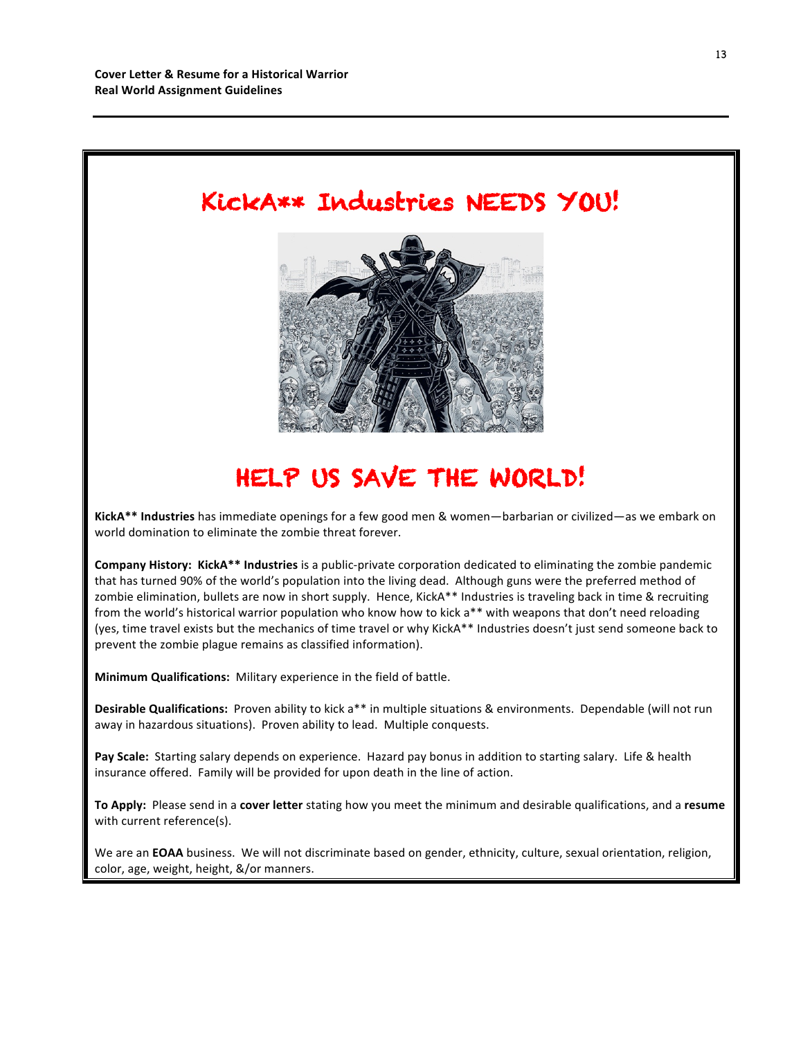**Cover Letter & Resume for a Historical Warrior**
**Real World Assignment Guidelines**

# KickA** Industries NEEDS YOU!

# HELP US SAVE THE WORLD!

**KickA** Industries** has immediate openings for a few good men & women—barbarian or civilized—as we embark on world domination to eliminate the zombie threat forever.

**Company History: KickA** Industries** is a public-private corporation dedicated to eliminating the zombie pandemic that has turned 90% of the world's population into the living dead. Although guns were the preferred method of zombie elimination, bullets are now in short supply. Hence, KickA** Industries is traveling back in time & recruiting from the world's historical warrior population who know how to kick a** with weapons that don't need reloading (yes, time travel exists but the mechanics of time travel or why KickA** Industries doesn't just send someone back to prevent the zombie plague remains as classified information).

**Minimum Qualifications:** Military experience in the field of battle.

**Desirable Qualifications:** Proven ability to kick a** in multiple situations & environments. Dependable (will not run away in hazardous situations). Proven ability to lead. Multiple conquests.

**Pay Scale:** Starting salary depends on experience. Hazard pay bonus in addition to starting salary. Life & health insurance offered. Family will be provided for upon death in the line of action.

**To Apply:** Please send in a **cover letter** stating how you meet the minimum and desirable qualifications, and a **resume** with current reference(s).

We are an **EOAA** business. We will not discriminate based on gender, ethnicity, culture, sexual orientation, religion, color, age, weight, height, &/or manners.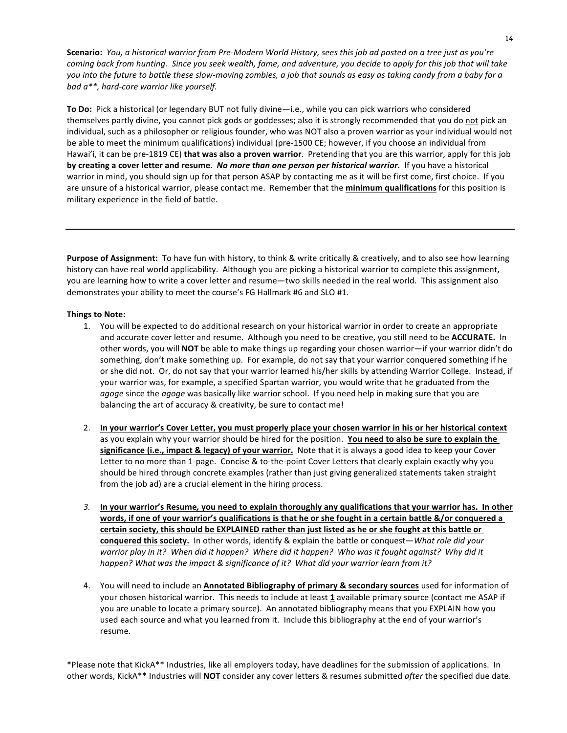**Scenario:** *You, a historical warrior from Pre-Modern World History, sees this job ad posted on a tree just as you're coming back from hunting. Since you seek wealth, fame, and adventure, you decide to apply for this job that will take you into the future to battle these slow-moving zombies, a job that sounds as easy as taking candy from a baby for a bad a**, hard-core warrior like yourself.*

**To Do:** Pick a historical (or legendary BUT not fully divine—i.e., while you can pick warriors who considered themselves partly divine, you cannot pick gods or goddesses; also it is strongly recommended that you do <u>not</u> pick an individual, such as a philosopher or religious founder, who was NOT also a proven warrior as your individual would not be able to meet the minimum qualifications) individual (pre-1500 CE; however, if you choose an individual from Hawai'i, it can be pre-1819 CE) **<u>that was also a proven warrior</u>**. Pretending that you are this warrior, apply for this job **by creating a cover letter and resume**. ***No more than one person per historical warrior.*** If you have a historical warrior in mind, you should sign up for that person ASAP by contacting me as it will be first come, first choice. If you are unsure of a historical warrior, please contact me. Remember that the **<u>minimum qualifications</u>** for this position is military experience in the field of battle.

---

**Purpose of Assignment:** To have fun with history, to think & write critically & creatively, and to also see how learning history can have real world applicability. Although you are picking a historical warrior to complete this assignment, you are learning how to write a cover letter and resume—two skills needed in the real world. This assignment also demonstrates your ability to meet the course's FG Hallmark #6 and SLO #1.

**Things to Note:**

1. You will be expected to do additional research on your historical warrior in order to create an appropriate and accurate cover letter and resume. Although you need to be creative, you still need to be **ACCURATE.** In other words, you will **NOT** be able to make things up regarding your chosen warrior—if your warrior didn't do something, don't make something up. For example, do not say that your warrior conquered something if he or she did not. Or, do not say that your warrior learned his/her skills by attending Warrior College. Instead, if your warrior was, for example, a specified Spartan warrior, you would write that he graduated from the *agoge* since the *agoge* was basically like warrior school. If you need help in making sure that you are balancing the art of accuracy & creativity, be sure to contact me!

2. **<u>In your warrior's Cover Letter, you must properly place your chosen warrior in his or her historical context</u>** as you explain why your warrior should be hired for the position. **<u>You need to also be sure to explain the significance (i.e., impact & legacy) of your warrior.</u>** Note that it is always a good idea to keep your Cover Letter to no more than 1-page. Concise & to-the-point Cover Letters that clearly explain exactly why you should be hired through concrete examples (rather than just giving generalized statements taken straight from the job ad) are a crucial element in the hiring process.

3. **<u>In your warrior's Resume, you need to explain thoroughly any qualifications that your warrior has. In other words, if one of your warrior's qualifications is that he or she fought in a certain battle &/or conquered a certain society, this should be EXPLAINED rather than just listed as he or she fought at this battle or conquered this society.</u>** In other words, identify & explain the battle or conquest—*What role did your warrior play in it? When did it happen? Where did it happen? Who was it fought against? Why did it happen? What was the impact & significance of it? What did your warrior learn from it?*

4. You will need to include an **<u>Annotated Bibliography of primary & secondary sources</u>** used for information of your chosen historical warrior. This needs to include at least **<u>1</u>** available primary source (contact me ASAP if you are unable to locate a primary source). An annotated bibliography means that you EXPLAIN how you used each source and what you learned from it. Include this bibliography at the end of your warrior's resume.

*Please note that KickA** Industries, like all employers today, have deadlines for the submission of applications. In other words, KickA** Industries will **<u>NOT</u>** consider any cover letters & resumes submitted *after* the specified due date.